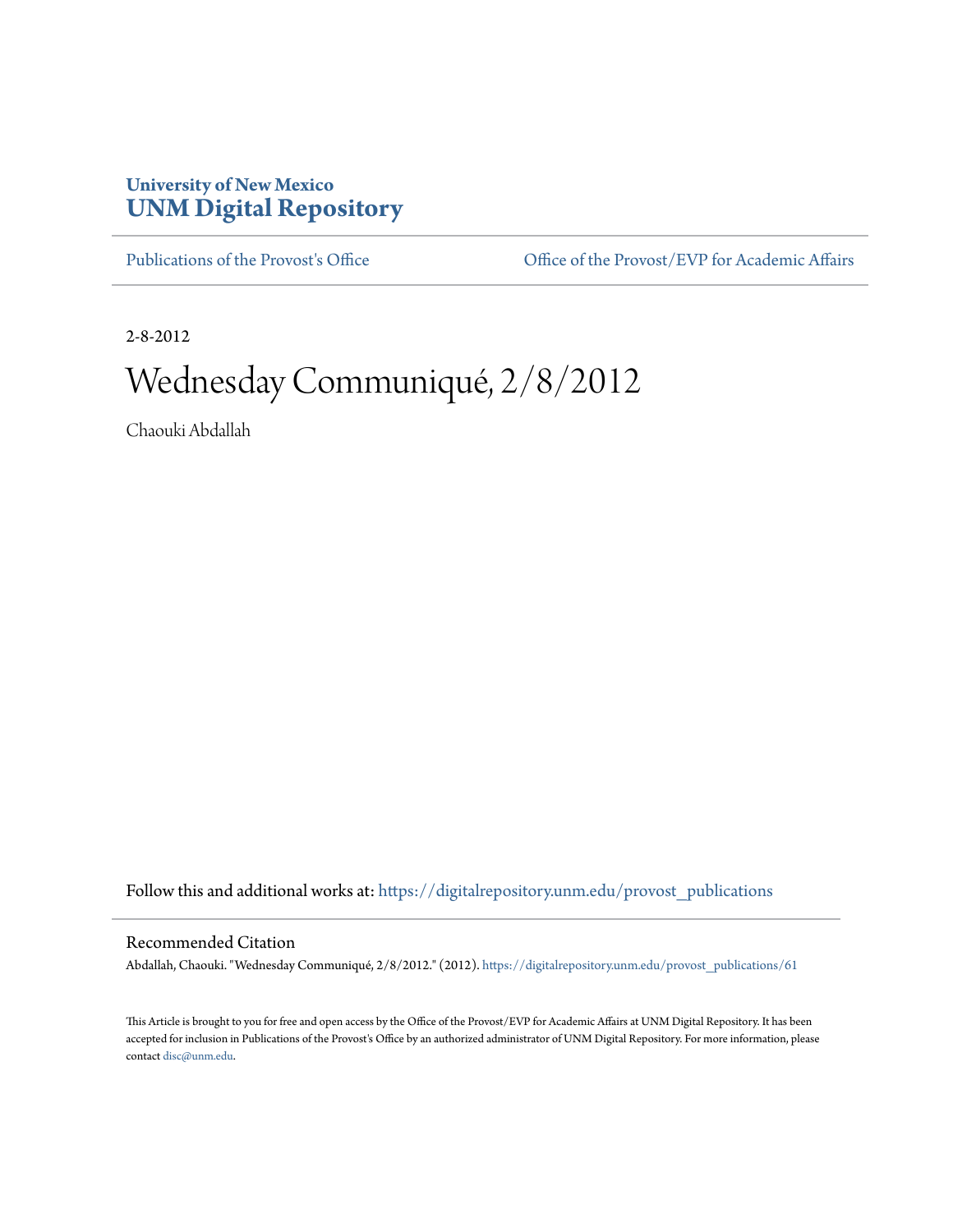University of New Mexico

# UNM Digital Repository

Publications of the Provost's Office

Office of the Provost/EVP for Academic Affairs

2-8-2012

# Wednesday Communiqué, 2/8/2012

Chaouki Abdallah

Follow this and additional works at: https://digitalrepository.unm.edu/provost_publications

## Recommended Citation

Abdallah, Chaouki. "Wednesday Communiqué, 2/8/2012." (2012). https://digitalrepository.unm.edu/provost_publications/61

This Article is brought to you for free and open access by the Office of the Provost/EVP for Academic Affairs at UNM Digital Repository. It has been accepted for inclusion in Publications of the Provost's Office by an authorized administrator of UNM Digital Repository. For more information, please contact disc@unm.edu.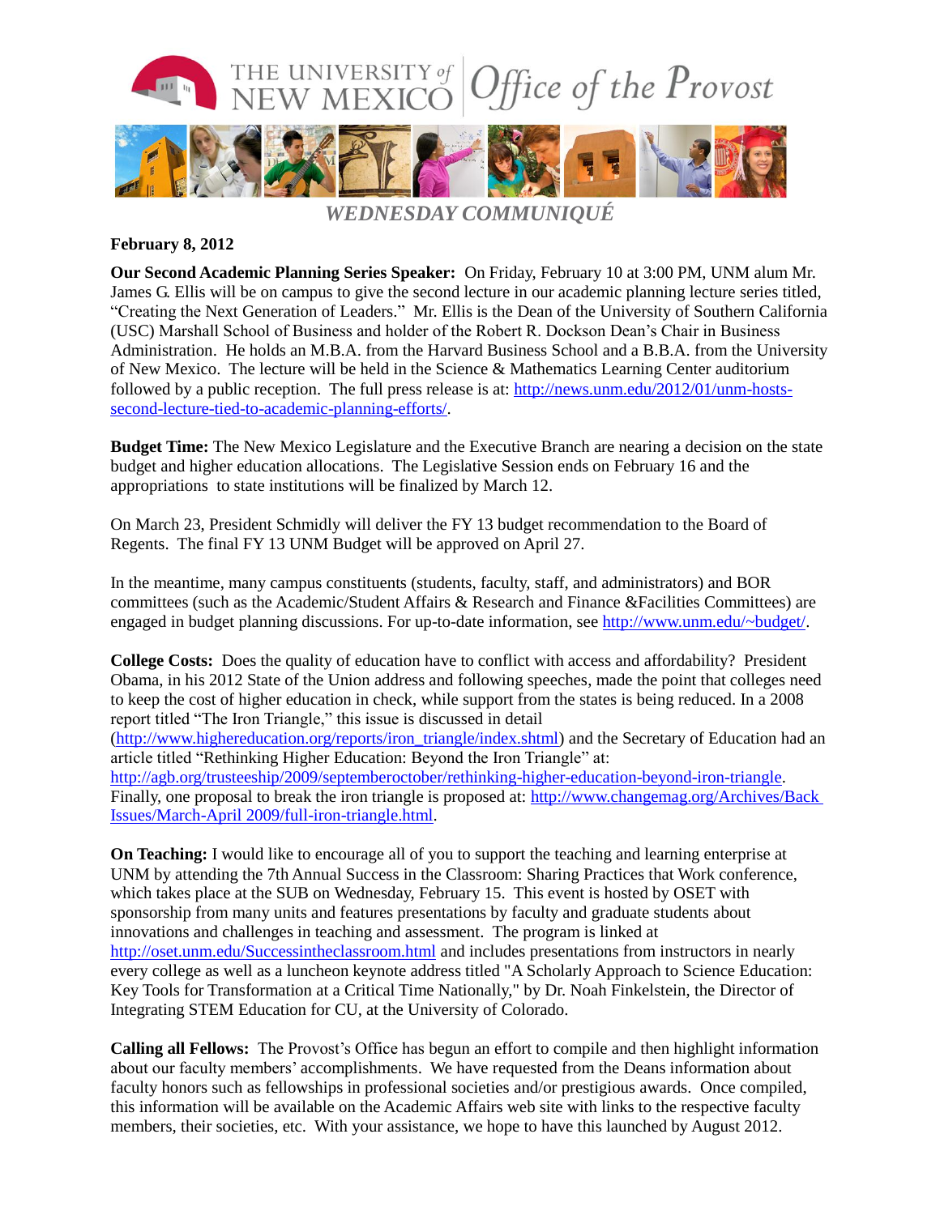# THE UNIVERSITY of NEW MEXICO Office of the Provost

## *WEDNESDAY COMMUNIQUÉ*

**February 8, 2012**

**Our Second Academic Planning Series Speaker:** On Friday, February 10 at 3:00 PM, UNM alum Mr. James G. Ellis will be on campus to give the second lecture in our academic planning lecture series titled, "Creating the Next Generation of Leaders." Mr. Ellis is the Dean of the University of Southern California (USC) Marshall School of Business and holder of the Robert R. Dockson Dean's Chair in Business Administration. He holds an M.B.A. from the Harvard Business School and a B.B.A. from the University of New Mexico. The lecture will be held in the Science & Mathematics Learning Center auditorium followed by a public reception. The full press release is at: http://news.unm.edu/2012/01/unm-hosts-second-lecture-tied-to-academic-planning-efforts/.

**Budget Time:** The New Mexico Legislature and the Executive Branch are nearing a decision on the state budget and higher education allocations. The Legislative Session ends on February 16 and the appropriations to state institutions will be finalized by March 12.

On March 23, President Schmidly will deliver the FY 13 budget recommendation to the Board of Regents. The final FY 13 UNM Budget will be approved on April 27.

In the meantime, many campus constituents (students, faculty, staff, and administrators) and BOR committees (such as the Academic/Student Affairs & Research and Finance &Facilities Committees) are engaged in budget planning discussions. For up-to-date information, see http://www.unm.edu/~budget/.

**College Costs:** Does the quality of education have to conflict with access and affordability? President Obama, in his 2012 State of the Union address and following speeches, made the point that colleges need to keep the cost of higher education in check, while support from the states is being reduced. In a 2008 report titled "The Iron Triangle," this issue is discussed in detail (http://www.highereducation.org/reports/iron_triangle/index.shtml) and the Secretary of Education had an article titled "Rethinking Higher Education: Beyond the Iron Triangle" at: http://agb.org/trusteeship/2009/septemberoctober/rethinking-higher-education-beyond-iron-triangle. Finally, one proposal to break the iron triangle is proposed at: http://www.changemag.org/Archives/Back Issues/March-April 2009/full-iron-triangle.html.

**On Teaching:** I would like to encourage all of you to support the teaching and learning enterprise at UNM by attending the 7th Annual Success in the Classroom: Sharing Practices that Work conference, which takes place at the SUB on Wednesday, February 15. This event is hosted by OSET with sponsorship from many units and features presentations by faculty and graduate students about innovations and challenges in teaching and assessment. The program is linked at http://oset.unm.edu/Successintheclassroom.html and includes presentations from instructors in nearly every college as well as a luncheon keynote address titled "A Scholarly Approach to Science Education: Key Tools for Transformation at a Critical Time Nationally," by Dr. Noah Finkelstein, the Director of Integrating STEM Education for CU, at the University of Colorado.

**Calling all Fellows:** The Provost's Office has begun an effort to compile and then highlight information about our faculty members' accomplishments. We have requested from the Deans information about faculty honors such as fellowships in professional societies and/or prestigious awards. Once compiled, this information will be available on the Academic Affairs web site with links to the respective faculty members, their societies, etc. With your assistance, we hope to have this launched by August 2012.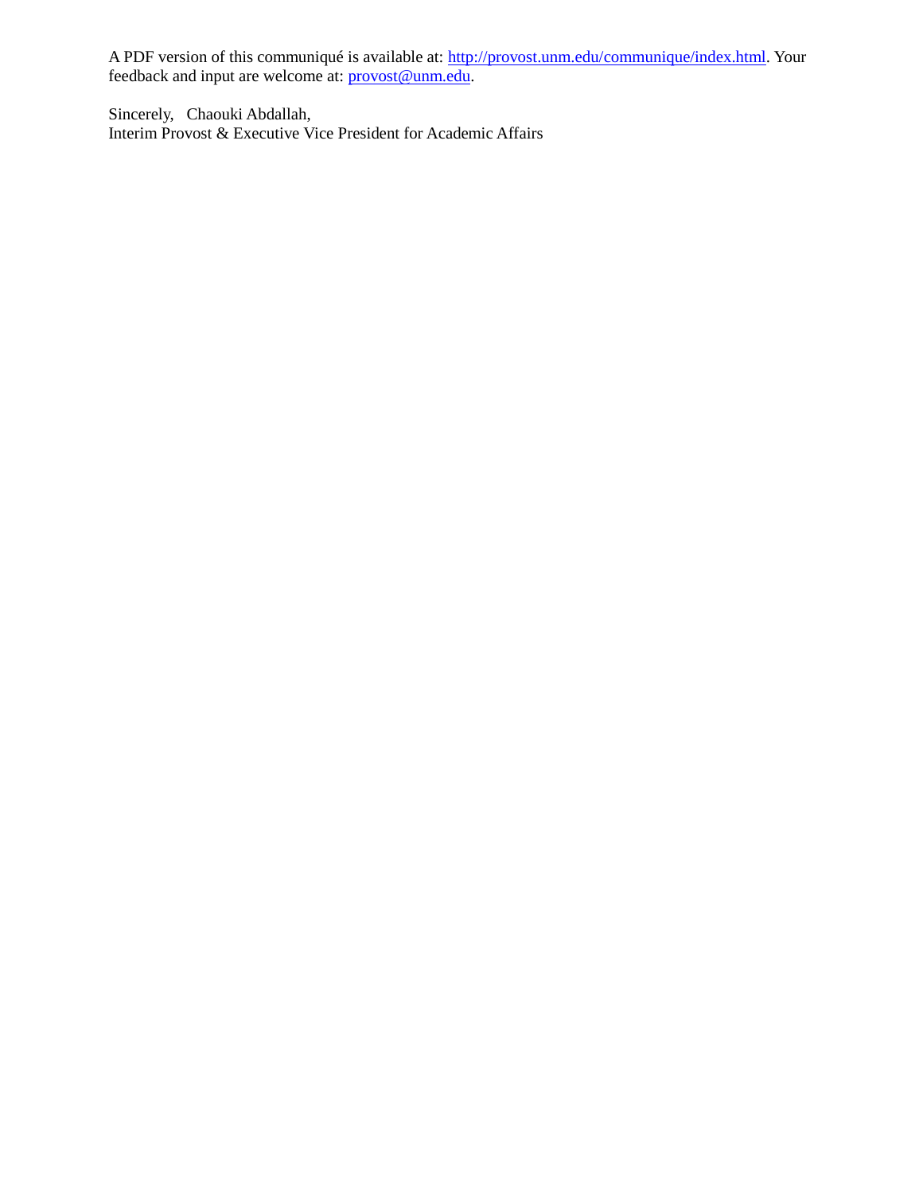A PDF version of this communiqué is available at: http://provost.unm.edu/communique/index.html. Your feedback and input are welcome at: provost@unm.edu.

Sincerely, Chaouki Abdallah,
Interim Provost & Executive Vice President for Academic Affairs